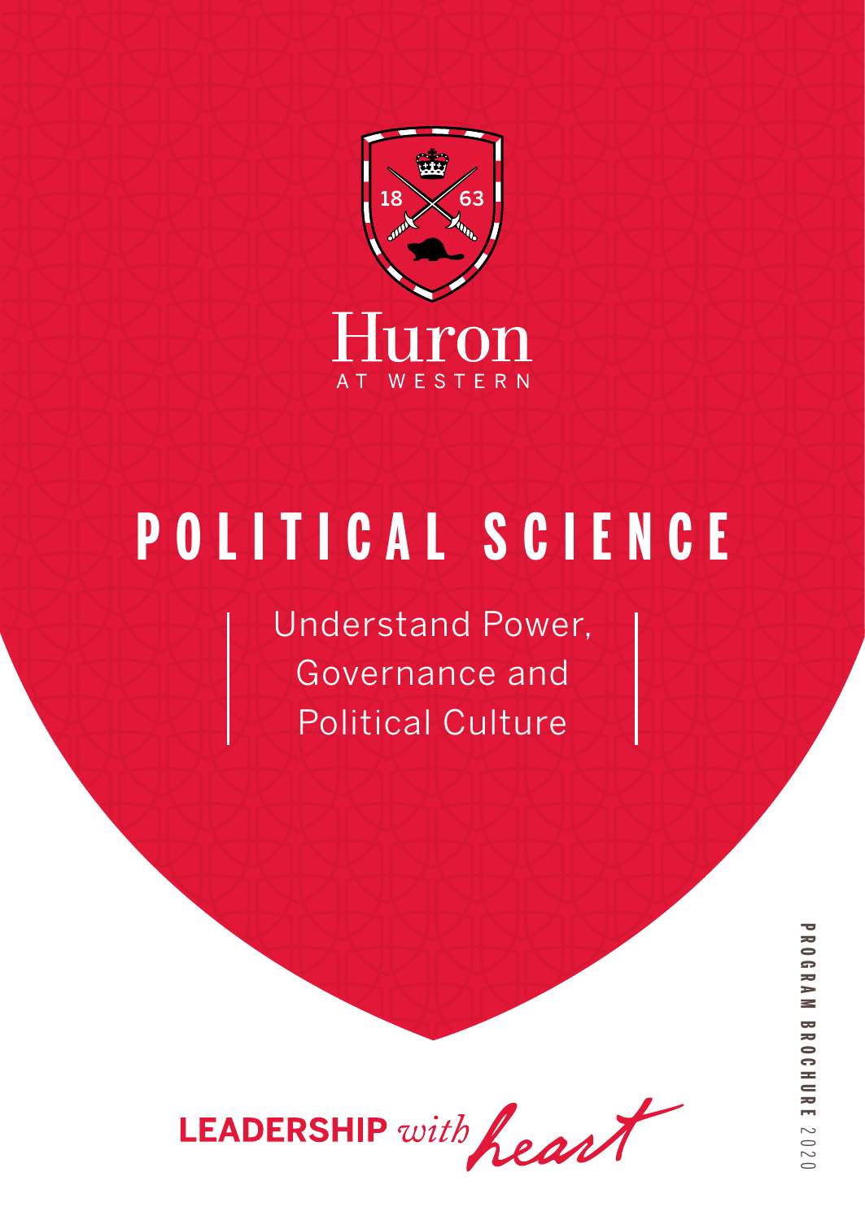Huron

AT WESTERN

# POLITICAL SCIENCE

Understand Power, Governance and Political Culture

LEADERSHIP *with heart*

PROGRAM BROCHURE 2020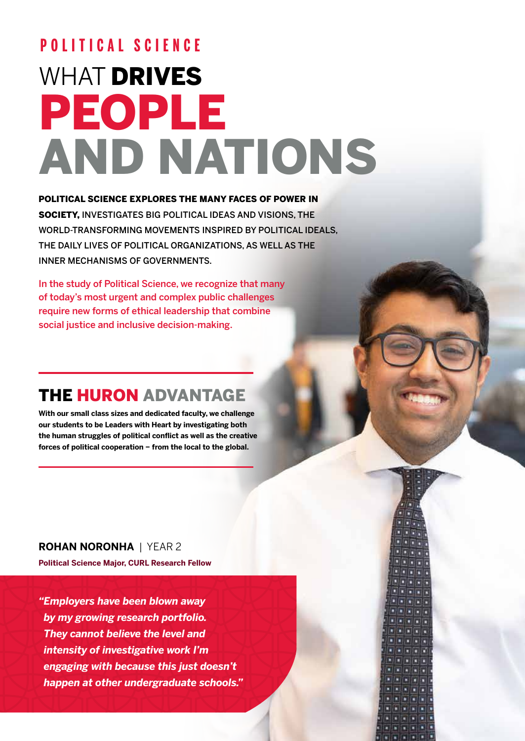POLITICAL SCIENCE

# WHAT **DRIVES** PEOPLE AND NATIONS

**POLITICAL SCIENCE EXPLORES THE MANY FACES OF POWER IN SOCIETY,** INVESTIGATES BIG POLITICAL IDEAS AND VISIONS, THE WORLD-TRANSFORMING MOVEMENTS INSPIRED BY POLITICAL IDEALS, THE DAILY LIVES OF POLITICAL ORGANIZATIONS, AS WELL AS THE INNER MECHANISMS OF GOVERNMENTS.

In the study of Political Science, we recognize that many of today's most urgent and complex public challenges require new forms of ethical leadership that combine social justice and inclusive decision-making.

## THE HURON ADVANTAGE

**With our small class sizes and dedicated faculty, we challenge our students to be Leaders with Heart by investigating both the human struggles of political conflict as well as the creative forces of political cooperation – from the local to the global.**

**ROHAN NORONHA** | YEAR 2

**Political Science Major, CURL Research Fellow**

***"Employers have been blown away by my growing research portfolio. They cannot believe the level and intensity of investigative work I'm engaging with because this just doesn't happen at other undergraduate schools."***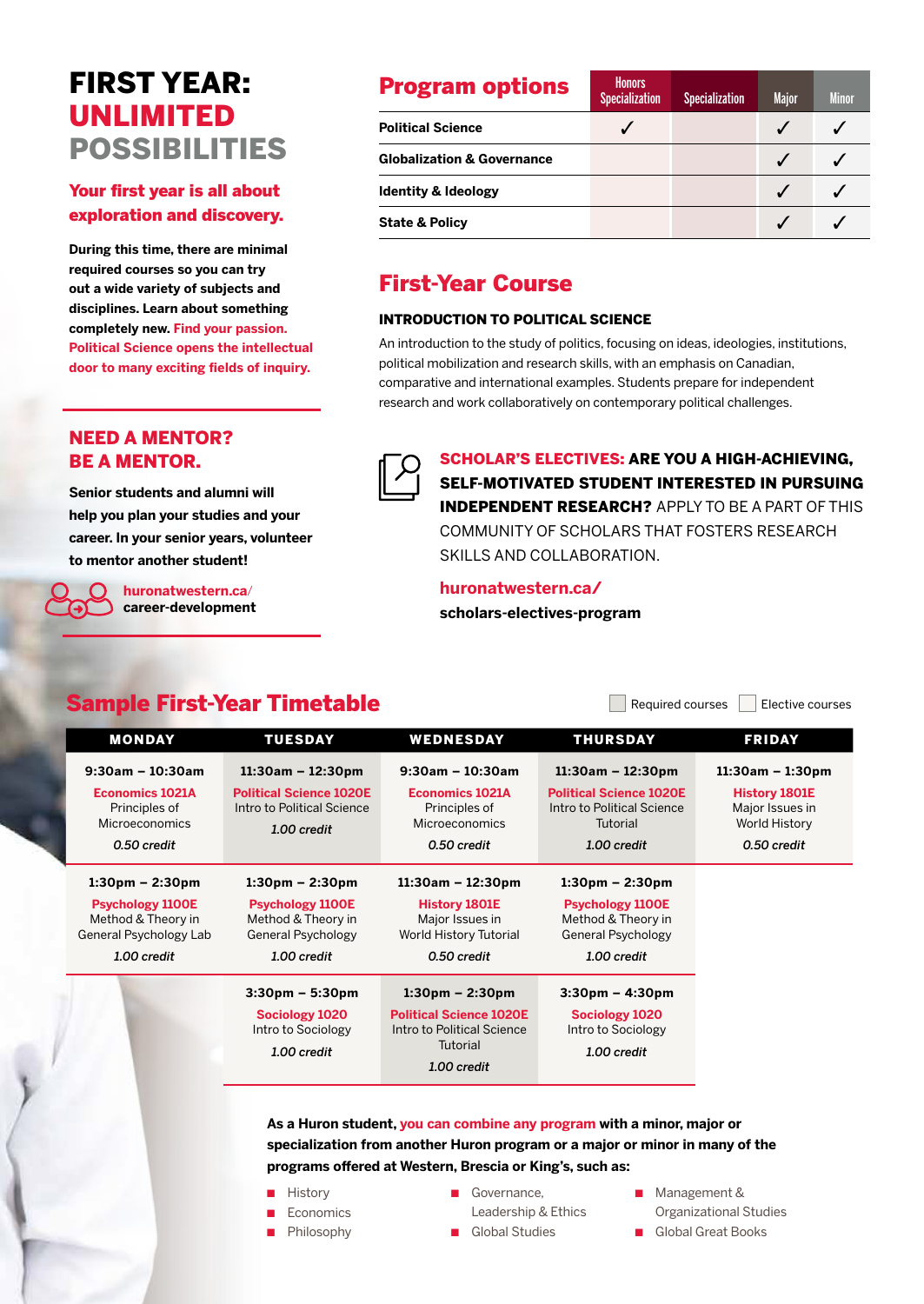# FIRST YEAR: UNLIMITED POSSIBILITIES

## Your first year is all about exploration and discovery.

**During this time, there are minimal required courses so you can try out a wide variety of subjects and disciplines. Learn about something completely new. Find your passion. Political Science opens the intellectual door to many exciting fields of inquiry.**

## NEED A MENTOR? BE A MENTOR.

**Senior students and alumni will help you plan your studies and your career. In your senior years, volunteer to mentor another student!**

**huronatwestern.ca/career-development**

## Program options

| | Honors Specialization | Specialization | Major | Minor |
|---|---|---|---|---|
| **Political Science** | ✓ | | ✓ | ✓ |
| **Globalization & Governance** | | | ✓ | ✓ |
| **Identity & Ideology** | | | ✓ | ✓ |
| **State & Policy** | | | ✓ | ✓ |

## First-Year Course

### INTRODUCTION TO POLITICAL SCIENCE

An introduction to the study of politics, focusing on ideas, ideologies, institutions, political mobilization and research skills, with an emphasis on Canadian, comparative and international examples. Students prepare for independent research and work collaboratively on contemporary political challenges.

**SCHOLAR'S ELECTIVES: ARE YOU A HIGH-ACHIEVING, SELF-MOTIVATED STUDENT INTERESTED IN PURSUING INDEPENDENT RESEARCH?** APPLY TO BE A PART OF THIS COMMUNITY OF SCHOLARS THAT FOSTERS RESEARCH SKILLS AND COLLABORATION.

**huronatwestern.ca/scholars-electives-program**

## Sample First-Year Timetable

Required courses | Elective courses

| MONDAY | TUESDAY | WEDNESDAY | THURSDAY | FRIDAY |
|---|---|---|---|---|
| **9:30am – 10:30am** Economics 1021A Principles of Microeconomics *0.50 credit* | **11:30am – 12:30pm** Political Science 1020E Intro to Political Science *1.00 credit* | **9:30am – 10:30am** Economics 1021A Principles of Microeconomics *0.50 credit* | **11:30am – 12:30pm** Political Science 1020E Intro to Political Science Tutorial *1.00 credit* | **11:30am – 1:30pm** History 1801E Major Issues in World History *0.50 credit* |
| **1:30pm – 2:30pm** Psychology 1100E Method & Theory in General Psychology Lab *1.00 credit* | **1:30pm – 2:30pm** Psychology 1100E Method & Theory in General Psychology *1.00 credit* | **11:30am – 12:30pm** History 1801E Major Issues in World History Tutorial *0.50 credit* | **1:30pm – 2:30pm** Psychology 1100E Method & Theory in General Psychology *1.00 credit* | |
| | **3:30pm – 5:30pm** Sociology 1020 Intro to Sociology *1.00 credit* | **1:30pm – 2:30pm** Political Science 1020E Intro to Political Science Tutorial *1.00 credit* | **3:30pm – 4:30pm** Sociology 1020 Intro to Sociology *1.00 credit* | |

**As a Huron student, you can combine any program with a minor, major or specialization from another Huron program or a major or minor in many of the programs offered at Western, Brescia or King's, such as:**

- History
- Economics
- Philosophy
- Governance, Leadership & Ethics
- Global Studies
- Management & Organizational Studies
- Global Great Books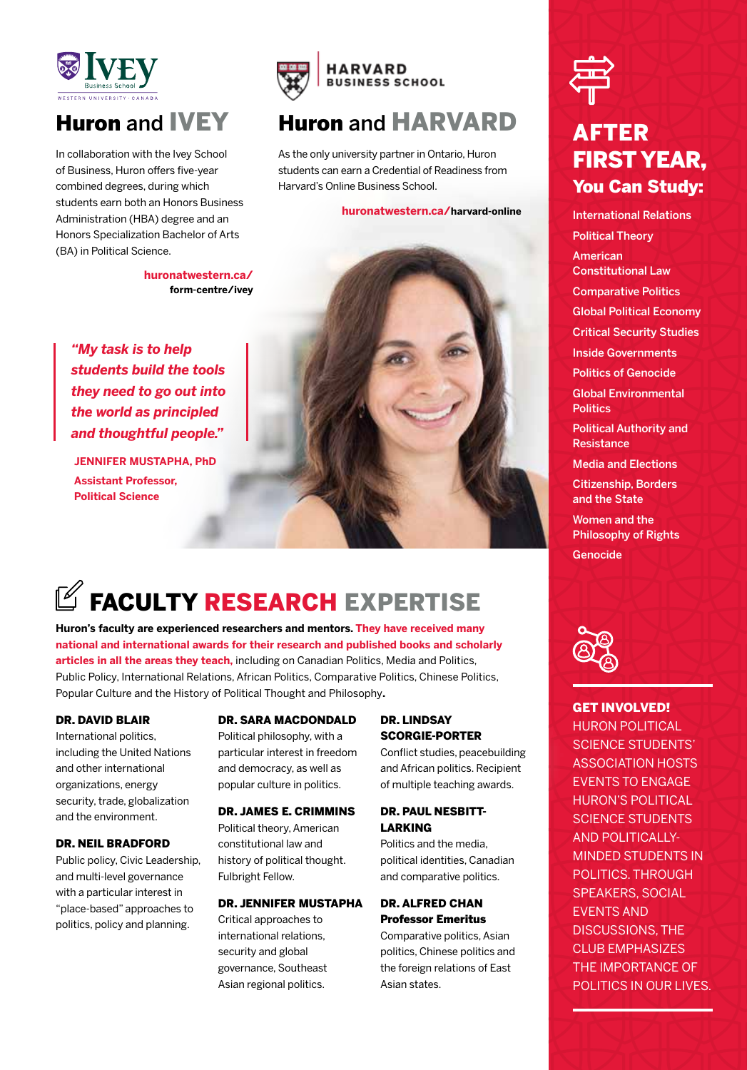## Huron and IVEY

In collaboration with the Ivey School of Business, Huron offers five-year combined degrees, during which students earn both an Honors Business Administration (HBA) degree and an Honors Specialization Bachelor of Arts (BA) in Political Science.

huronatwestern.ca/form-centre/ivey

## Huron and HARVARD

As the only university partner in Ontario, Huron students can earn a Credential of Readiness from Harvard's Online Business School.

huronatwestern.ca/harvard-online

> *"My task is to help students build the tools they need to go out into the world as principled and thoughtful people."*
>
> **JENNIFER MUSTAPHA, PhD**
> **Assistant Professor, Political Science**

## AFTER FIRST YEAR, You Can Study:

- International Relations
- Political Theory
- American Constitutional Law
- Comparative Politics
- Global Political Economy
- Critical Security Studies
- Inside Governments
- Politics of Genocide
- Global Environmental Politics
- Political Authority and Resistance
- Media and Elections
- Citizenship, Borders and the State
- Women and the Philosophy of Rights
- Genocide

## FACULTY RESEARCH EXPERTISE

**Huron's faculty are experienced researchers and mentors. They have received many national and international awards for their research and published books and scholarly articles in all the areas they teach,** including on Canadian Politics, Media and Politics, Public Policy, International Relations, African Politics, Comparative Politics, Chinese Politics, Popular Culture and the History of Political Thought and Philosophy.

**DR. DAVID BLAIR**
International politics, including the United Nations and other international organizations, energy security, trade, globalization and the environment.

**DR. NEIL BRADFORD**
Public policy, Civic Leadership, and multi-level governance with a particular interest in "place-based" approaches to politics, policy and planning.

**DR. SARA MACDONDALD**
Political philosophy, with a particular interest in freedom and democracy, as well as popular culture in politics.

**DR. JAMES E. CRIMMINS**
Political theory, American constitutional law and history of political thought. Fulbright Fellow.

**DR. JENNIFER MUSTAPHA**
Critical approaches to international relations, security and global governance, Southeast Asian regional politics.

**DR. LINDSAY SCORGIE-PORTER**
Conflict studies, peacebuilding and African politics. Recipient of multiple teaching awards.

**DR. PAUL NESBITT-LARKING**
Politics and the media, political identities, Canadian and comparative politics.

**DR. ALFRED CHAN**
**Professor Emeritus**
Comparative politics, Asian politics, Chinese politics and the foreign relations of East Asian states.

**GET INVOLVED!**

HURON POLITICAL SCIENCE STUDENTS' ASSOCIATION HOSTS EVENTS TO ENGAGE HURON'S POLITICAL SCIENCE STUDENTS AND POLITICALLY-MINDED STUDENTS IN POLITICS. THROUGH SPEAKERS, SOCIAL EVENTS AND DISCUSSIONS, THE CLUB EMPHASIZES THE IMPORTANCE OF POLITICS IN OUR LIVES.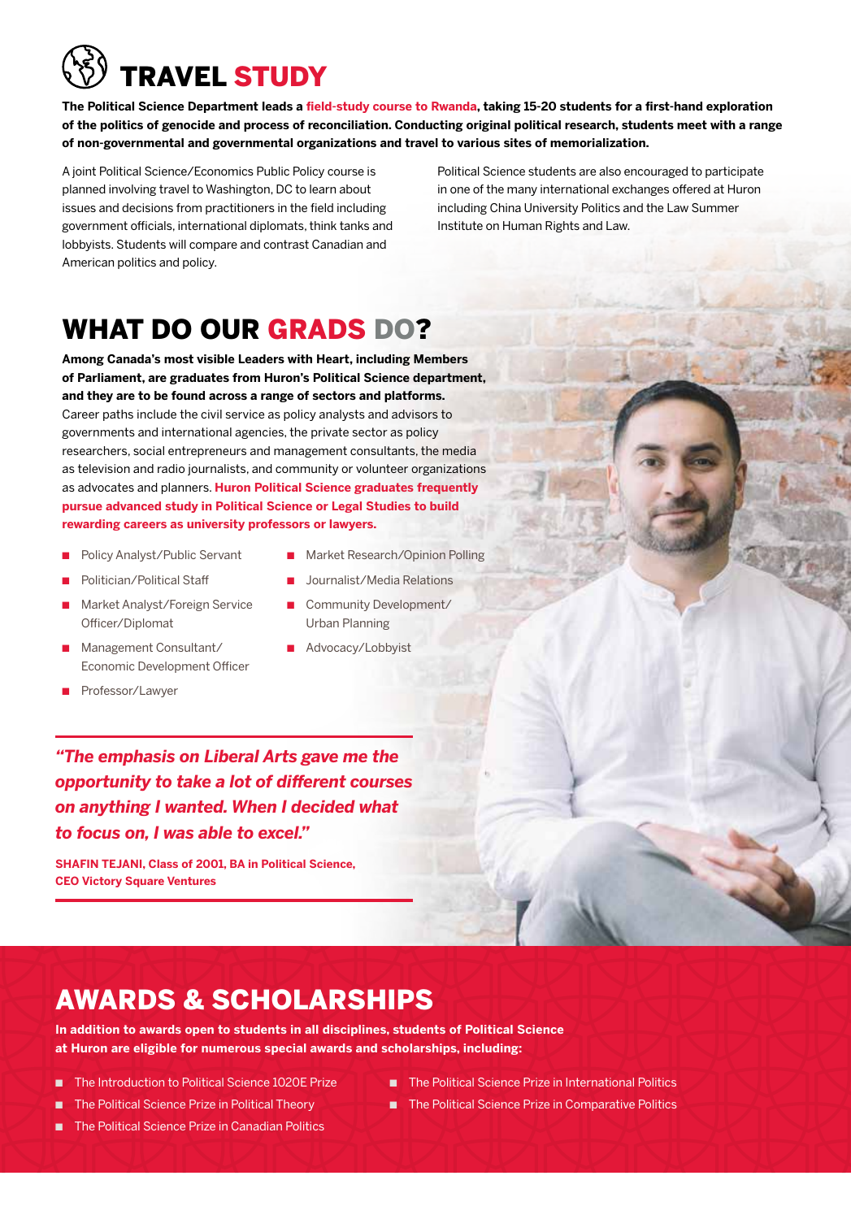# TRAVEL STUDY

**The Political Science Department leads a field-study course to Rwanda, taking 15-20 students for a first-hand exploration of the politics of genocide and process of reconciliation. Conducting original political research, students meet with a range of non-governmental and governmental organizations and travel to various sites of memorialization.**

A joint Political Science/Economics Public Policy course is planned involving travel to Washington, DC to learn about issues and decisions from practitioners in the field including government officials, international diplomats, think tanks and lobbyists. Students will compare and contrast Canadian and American politics and policy.

Political Science students are also encouraged to participate in one of the many international exchanges offered at Huron including China University Politics and the Law Summer Institute on Human Rights and Law.

# WHAT DO OUR GRADS DO?

**Among Canada's most visible Leaders with Heart, including Members of Parliament, are graduates from Huron's Political Science department, and they are to be found across a range of sectors and platforms.** Career paths include the civil service as policy analysts and advisors to governments and international agencies, the private sector as policy researchers, social entrepreneurs and management consultants, the media as television and radio journalists, and community or volunteer organizations as advocates and planners. **Huron Political Science graduates frequently pursue advanced study in Political Science or Legal Studies to build rewarding careers as university professors or lawyers.**

- Policy Analyst/Public Servant
- Politician/Political Staff
- Market Analyst/Foreign Service Officer/Diplomat
- Management Consultant/Economic Development Officer
- Professor/Lawyer
- Market Research/Opinion Polling
- Journalist/Media Relations
- Community Development/Urban Planning
- Advocacy/Lobbyist

> ***"The emphasis on Liberal Arts gave me the opportunity to take a lot of different courses on anything I wanted. When I decided what to focus on, I was able to excel."***
>
> **SHAFIN TEJANI, Class of 2001, BA in Political Science, CEO Victory Square Ventures**

# AWARDS & SCHOLARSHIPS

**In addition to awards open to students in all disciplines, students of Political Science at Huron are eligible for numerous special awards and scholarships, including:**

- The Introduction to Political Science 1020E Prize
- The Political Science Prize in Political Theory
- The Political Science Prize in Canadian Politics
- The Political Science Prize in International Politics
- The Political Science Prize in Comparative Politics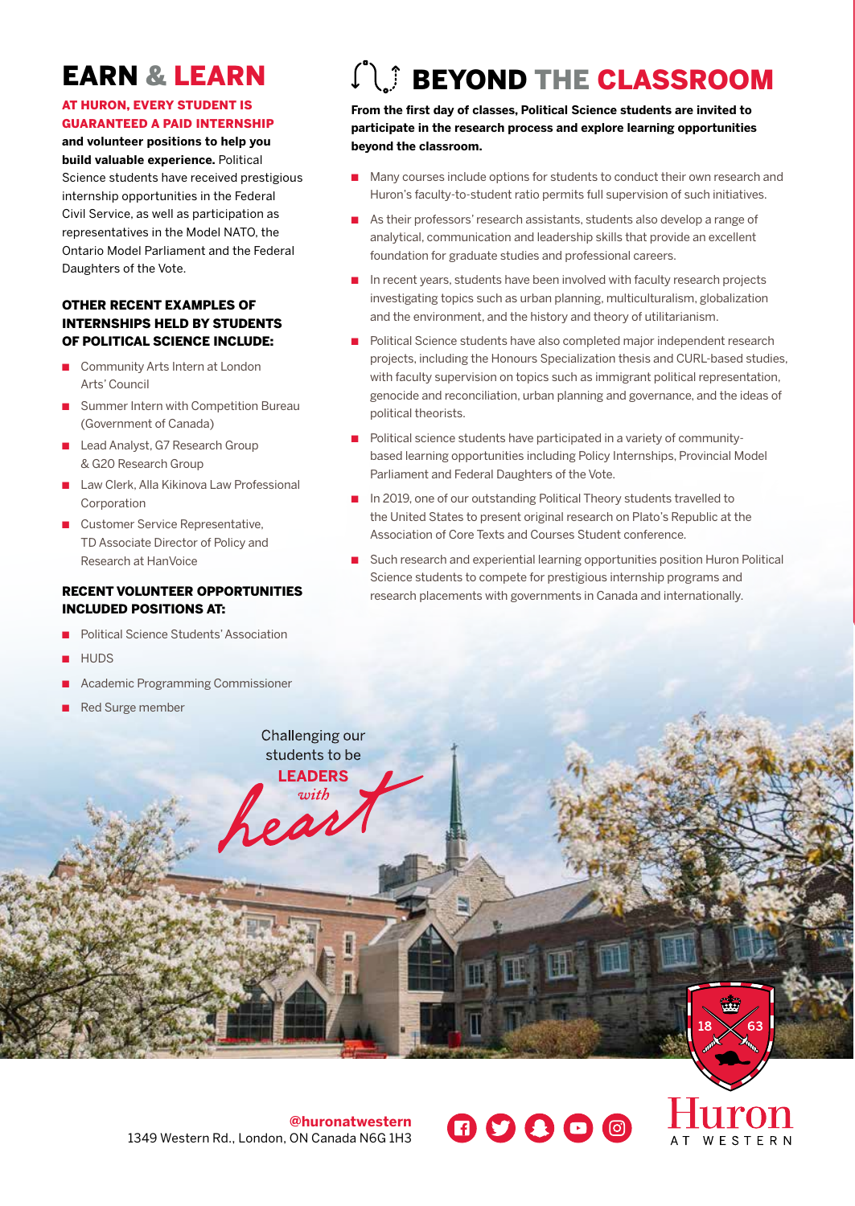# EARN & LEARN

**AT HURON, EVERY STUDENT IS GUARANTEED A PAID INTERNSHIP and volunteer positions to help you build valuable experience.** Political Science students have received prestigious internship opportunities in the Federal Civil Service, as well as participation as representatives in the Model NATO, the Ontario Model Parliament and the Federal Daughters of the Vote.

### OTHER RECENT EXAMPLES OF INTERNSHIPS HELD BY STUDENTS OF POLITICAL SCIENCE INCLUDE:

- Community Arts Intern at London Arts' Council
- Summer Intern with Competition Bureau (Government of Canada)
- Lead Analyst, G7 Research Group & G20 Research Group
- Law Clerk, Alla Kikinova Law Professional Corporation
- Customer Service Representative, TD Associate Director of Policy and Research at HanVoice

### RECENT VOLUNTEER OPPORTUNITIES INCLUDED POSITIONS AT:

- Political Science Students' Association
- HUDS
- Academic Programming Commissioner
- Red Surge member

# BEYOND THE CLASSROOM

**From the first day of classes, Political Science students are invited to participate in the research process and explore learning opportunities beyond the classroom.**

- Many courses include options for students to conduct their own research and Huron's faculty-to-student ratio permits full supervision of such initiatives.
- As their professors' research assistants, students also develop a range of analytical, communication and leadership skills that provide an excellent foundation for graduate studies and professional careers.
- In recent years, students have been involved with faculty research projects investigating topics such as urban planning, multiculturalism, globalization and the environment, and the history and theory of utilitarianism.
- Political Science students have also completed major independent research projects, including the Honours Specialization thesis and CURL-based studies, with faculty supervision on topics such as immigrant political representation, genocide and reconciliation, urban planning and governance, and the ideas of political theorists.
- Political science students have participated in a variety of community-based learning opportunities including Policy Internships, Provincial Model Parliament and Federal Daughters of the Vote.
- In 2019, one of our outstanding Political Theory students travelled to the United States to present original research on Plato's Republic at the Association of Core Texts and Courses Student conference.
- Such research and experiential learning opportunities position Huron Political Science students to compete for prestigious internship programs and research placements with governments in Canada and internationally.

Challenging our students to be LEADERS *with heart*

**@huronatwestern**
1349 Western Rd., London, ON Canada N6G 1H3

Huron AT WESTERN